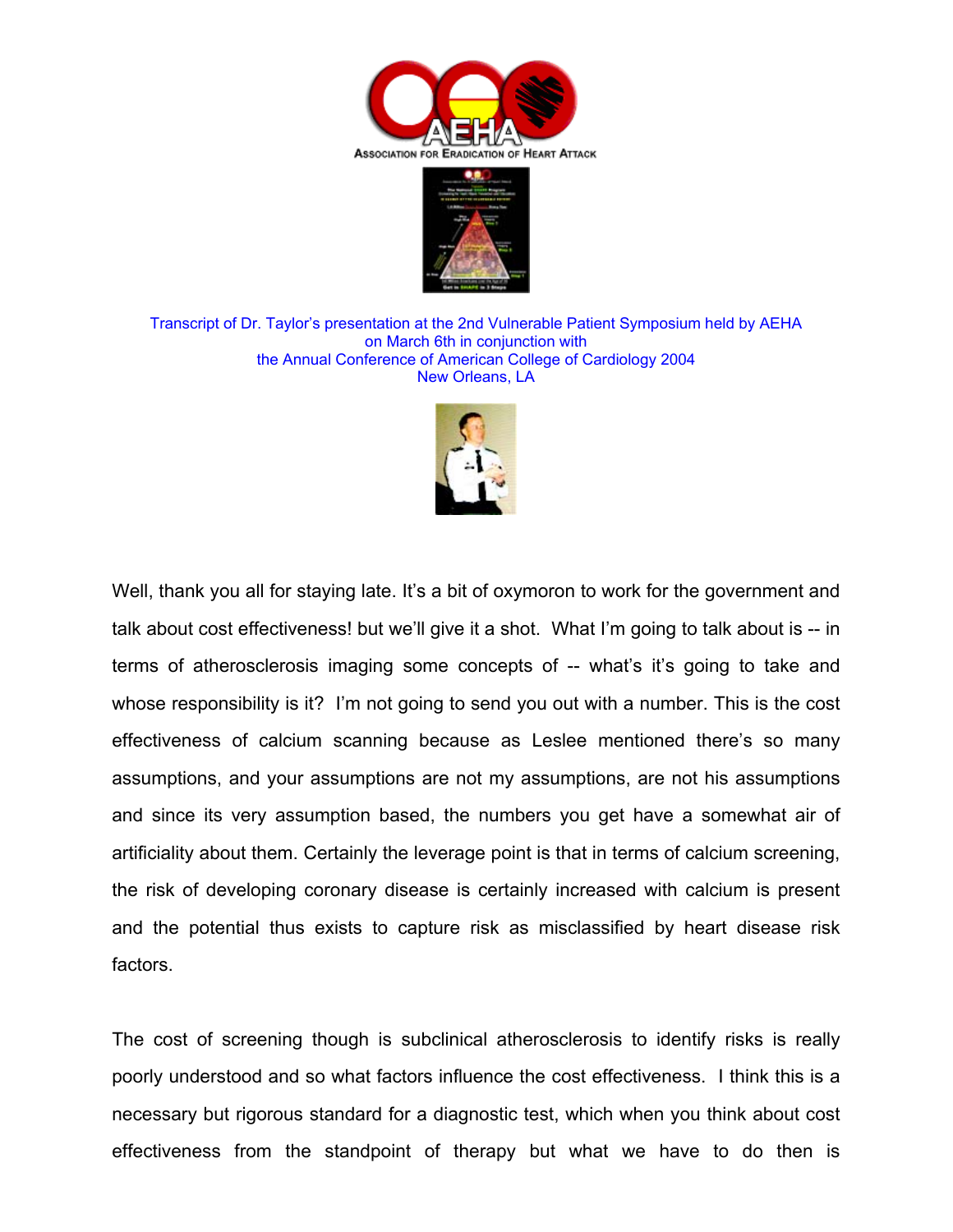ASSOCIATION FOR ERADICATION OF HEART ATTACK

Transcript of Dr. Taylor's presentation at the 2nd Vulnerable Patient Symposium held by AEHA on March 6th in conjunction with the Annual Conference of American College of Cardiology 2004 New Orleans, LA

Well, thank you all for staying late. It's a bit of oxymoron to work for the government and talk about cost effectiveness! but we'll give it a shot. What I'm going to talk about is -- in terms of atherosclerosis imaging some concepts of -- what's it's going to take and whose responsibility is it? I'm not going to send you out with a number. This is the cost effectiveness of calcium scanning because as Leslee mentioned there's so many assumptions, and your assumptions are not my assumptions, are not his assumptions and since its very assumption based, the numbers you get have a somewhat air of artificiality about them. Certainly the leverage point is that in terms of calcium screening, the risk of developing coronary disease is certainly increased with calcium is present and the potential thus exists to capture risk as misclassified by heart disease risk factors.

The cost of screening though is subclinical atherosclerosis to identify risks is really poorly understood and so what factors influence the cost effectiveness. I think this is a necessary but rigorous standard for a diagnostic test, which when you think about cost effectiveness from the standpoint of therapy but what we have to do then is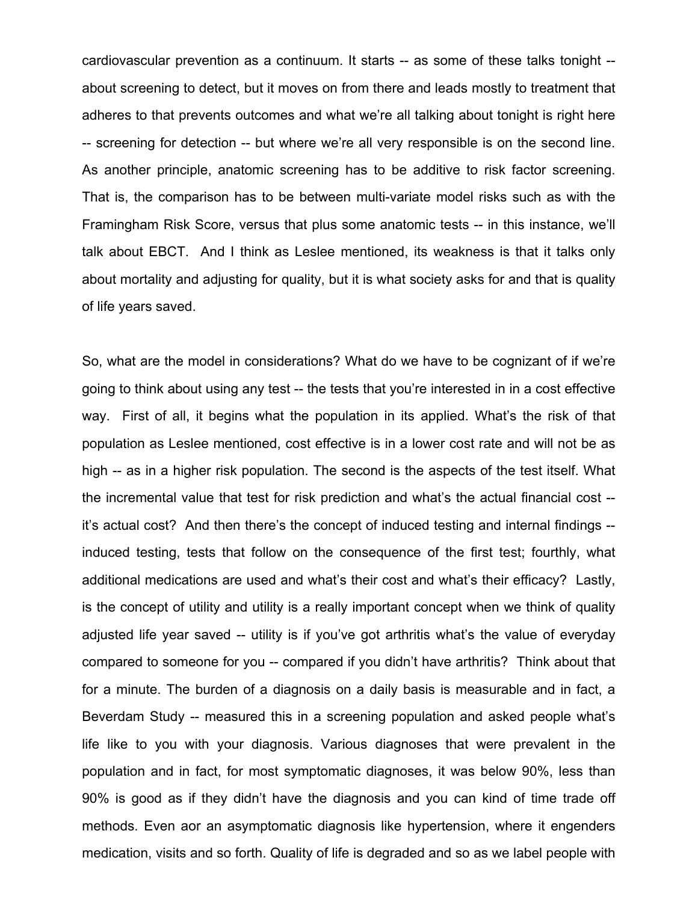cardiovascular prevention as a continuum. It starts -- as some of these talks tonight -- about screening to detect, but it moves on from there and leads mostly to treatment that adheres to that prevents outcomes and what we're all talking about tonight is right here -- screening for detection -- but where we're all very responsible is on the second line. As another principle, anatomic screening has to be additive to risk factor screening. That is, the comparison has to be between multi-variate model risks such as with the Framingham Risk Score, versus that plus some anatomic tests -- in this instance, we'll talk about EBCT. And I think as Leslee mentioned, its weakness is that it talks only about mortality and adjusting for quality, but it is what society asks for and that is quality of life years saved.

So, what are the model in considerations? What do we have to be cognizant of if we're going to think about using any test -- the tests that you're interested in in a cost effective way. First of all, it begins what the population in its applied. What's the risk of that population as Leslee mentioned, cost effective is in a lower cost rate and will not be as high -- as in a higher risk population. The second is the aspects of the test itself. What the incremental value that test for risk prediction and what's the actual financial cost -- it's actual cost? And then there's the concept of induced testing and internal findings -- induced testing, tests that follow on the consequence of the first test; fourthly, what additional medications are used and what's their cost and what's their efficacy? Lastly, is the concept of utility and utility is a really important concept when we think of quality adjusted life year saved -- utility is if you've got arthritis what's the value of everyday compared to someone for you -- compared if you didn't have arthritis? Think about that for a minute. The burden of a diagnosis on a daily basis is measurable and in fact, a Beverdam Study -- measured this in a screening population and asked people what's life like to you with your diagnosis. Various diagnoses that were prevalent in the population and in fact, for most symptomatic diagnoses, it was below 90%, less than 90% is good as if they didn't have the diagnosis and you can kind of time trade off methods. Even aor an asymptomatic diagnosis like hypertension, where it engenders medication, visits and so forth. Quality of life is degraded and so as we label people with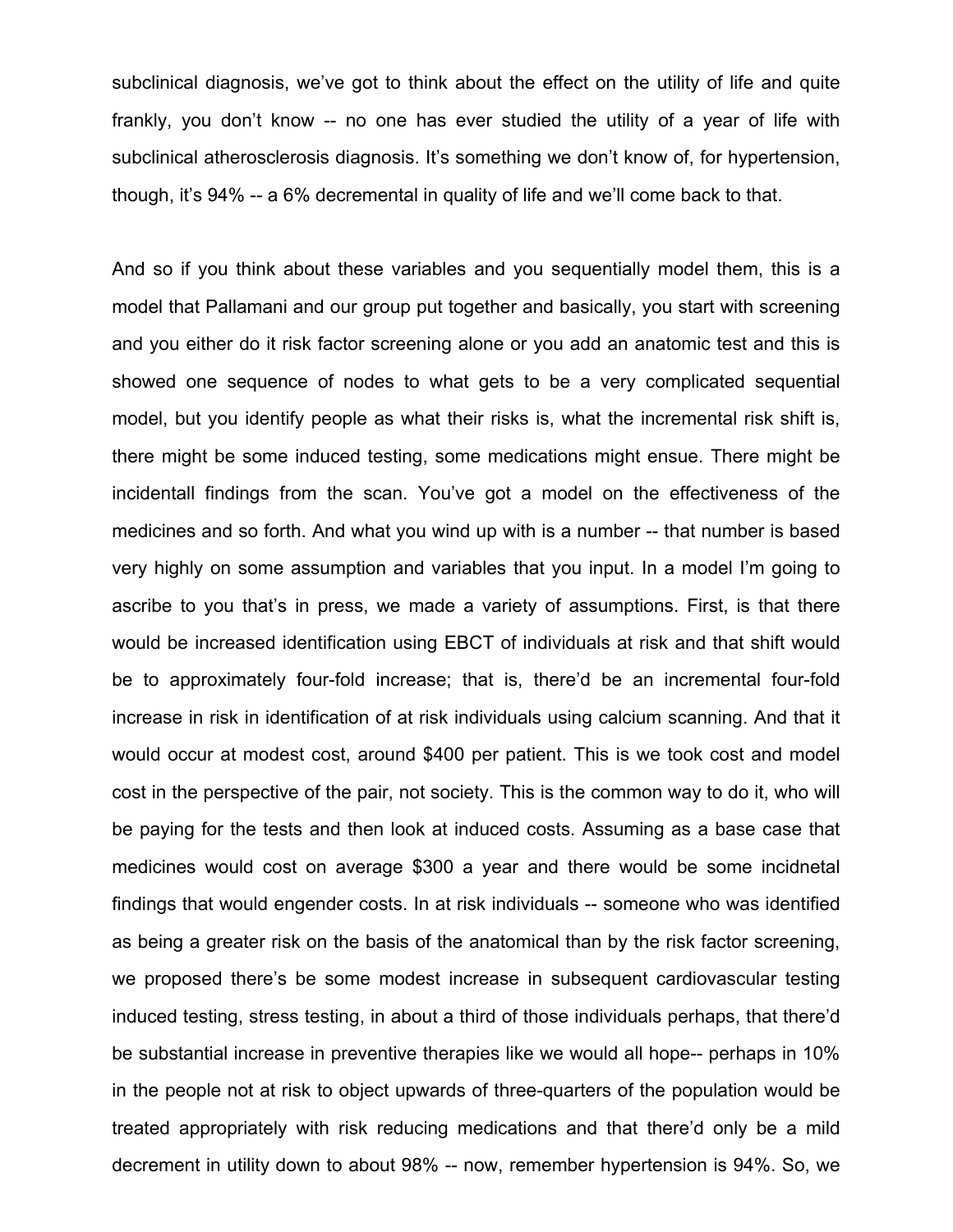subclinical diagnosis, we've got to think about the effect on the utility of life and quite frankly, you don't know -- no one has ever studied the utility of a year of life with subclinical atherosclerosis diagnosis. It's something we don't know of, for hypertension, though, it's 94% -- a 6% decremental in quality of life and we'll come back to that.

And so if you think about these variables and you sequentially model them, this is a model that Pallamani and our group put together and basically, you start with screening and you either do it risk factor screening alone or you add an anatomic test and this is showed one sequence of nodes to what gets to be a very complicated sequential model, but you identify people as what their risks is, what the incremental risk shift is, there might be some induced testing, some medications might ensue. There might be incidentall findings from the scan. You've got a model on the effectiveness of the medicines and so forth. And what you wind up with is a number -- that number is based very highly on some assumption and variables that you input. In a model I'm going to ascribe to you that's in press, we made a variety of assumptions. First, is that there would be increased identification using EBCT of individuals at risk and that shift would be to approximately four-fold increase; that is, there'd be an incremental four-fold increase in risk in identification of at risk individuals using calcium scanning. And that it would occur at modest cost, around $400 per patient. This is we took cost and model cost in the perspective of the pair, not society. This is the common way to do it, who will be paying for the tests and then look at induced costs. Assuming as a base case that medicines would cost on average $300 a year and there would be some incidnetal findings that would engender costs. In at risk individuals -- someone who was identified as being a greater risk on the basis of the anatomical than by the risk factor screening, we proposed there's be some modest increase in subsequent cardiovascular testing induced testing, stress testing, in about a third of those individuals perhaps, that there'd be substantial increase in preventive therapies like we would all hope-- perhaps in 10% in the people not at risk to object upwards of three-quarters of the population would be treated appropriately with risk reducing medications and that there'd only be a mild decrement in utility down to about 98% -- now, remember hypertension is 94%. So, we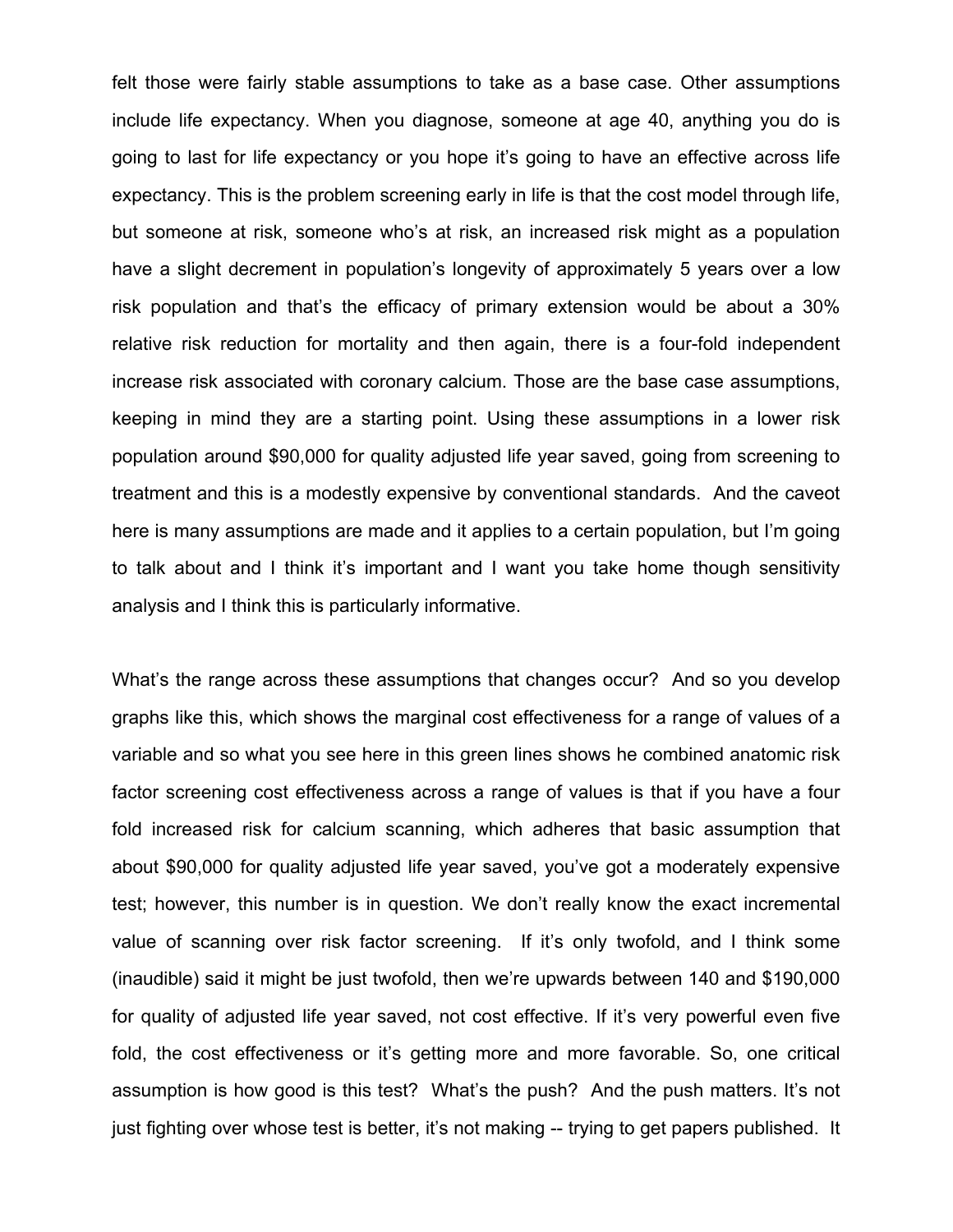felt those were fairly stable assumptions to take as a base case. Other assumptions include life expectancy. When you diagnose, someone at age 40, anything you do is going to last for life expectancy or you hope it's going to have an effective across life expectancy. This is the problem screening early in life is that the cost model through life, but someone at risk, someone who's at risk, an increased risk might as a population have a slight decrement in population's longevity of approximately 5 years over a low risk population and that's the efficacy of primary extension would be about a 30% relative risk reduction for mortality and then again, there is a four-fold independent increase risk associated with coronary calcium. Those are the base case assumptions, keeping in mind they are a starting point. Using these assumptions in a lower risk population around $90,000 for quality adjusted life year saved, going from screening to treatment and this is a modestly expensive by conventional standards. And the caveot here is many assumptions are made and it applies to a certain population, but I'm going to talk about and I think it's important and I want you take home though sensitivity analysis and I think this is particularly informative.

What's the range across these assumptions that changes occur? And so you develop graphs like this, which shows the marginal cost effectiveness for a range of values of a variable and so what you see here in this green lines shows he combined anatomic risk factor screening cost effectiveness across a range of values is that if you have a four fold increased risk for calcium scanning, which adheres that basic assumption that about $90,000 for quality adjusted life year saved, you've got a moderately expensive test; however, this number is in question. We don't really know the exact incremental value of scanning over risk factor screening. If it's only twofold, and I think some (inaudible) said it might be just twofold, then we're upwards between 140 and $190,000 for quality of adjusted life year saved, not cost effective. If it's very powerful even five fold, the cost effectiveness or it's getting more and more favorable. So, one critical assumption is how good is this test? What's the push? And the push matters. It's not just fighting over whose test is better, it's not making -- trying to get papers published. It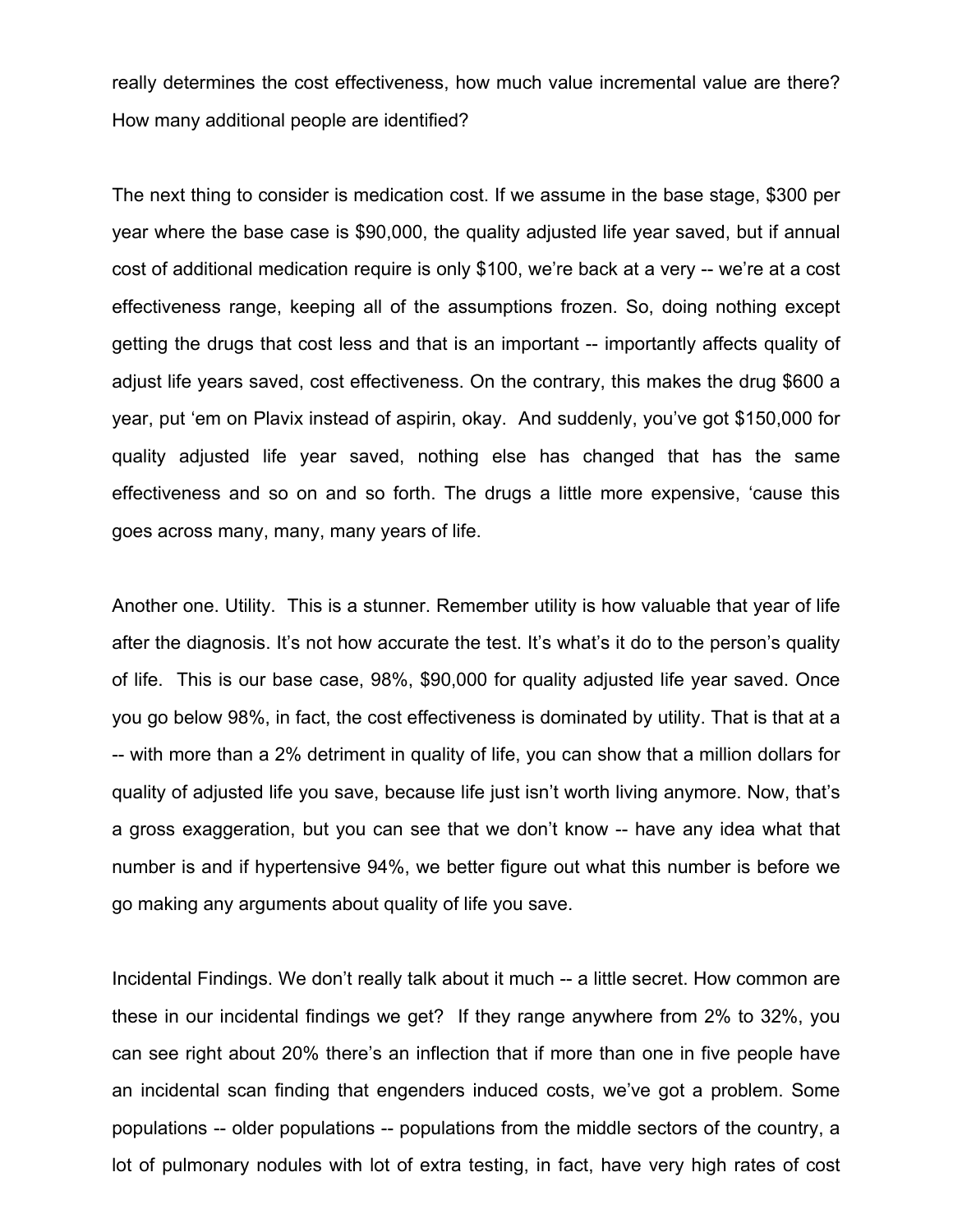really determines the cost effectiveness, how much value incremental value are there? How many additional people are identified?

The next thing to consider is medication cost. If we assume in the base stage, $300 per year where the base case is $90,000, the quality adjusted life year saved, but if annual cost of additional medication require is only $100, we're back at a very -- we're at a cost effectiveness range, keeping all of the assumptions frozen. So, doing nothing except getting the drugs that cost less and that is an important -- importantly affects quality of adjust life years saved, cost effectiveness. On the contrary, this makes the drug $600 a year, put 'em on Plavix instead of aspirin, okay. And suddenly, you've got $150,000 for quality adjusted life year saved, nothing else has changed that has the same effectiveness and so on and so forth. The drugs a little more expensive, 'cause this goes across many, many, many years of life.

Another one. Utility. This is a stunner. Remember utility is how valuable that year of life after the diagnosis. It's not how accurate the test. It's what's it do to the person's quality of life. This is our base case, 98%, $90,000 for quality adjusted life year saved. Once you go below 98%, in fact, the cost effectiveness is dominated by utility. That is that at a -- with more than a 2% detriment in quality of life, you can show that a million dollars for quality of adjusted life you save, because life just isn't worth living anymore. Now, that's a gross exaggeration, but you can see that we don't know -- have any idea what that number is and if hypertensive 94%, we better figure out what this number is before we go making any arguments about quality of life you save.

Incidental Findings. We don't really talk about it much -- a little secret. How common are these in our incidental findings we get? If they range anywhere from 2% to 32%, you can see right about 20% there's an inflection that if more than one in five people have an incidental scan finding that engenders induced costs, we've got a problem. Some populations -- older populations -- populations from the middle sectors of the country, a lot of pulmonary nodules with lot of extra testing, in fact, have very high rates of cost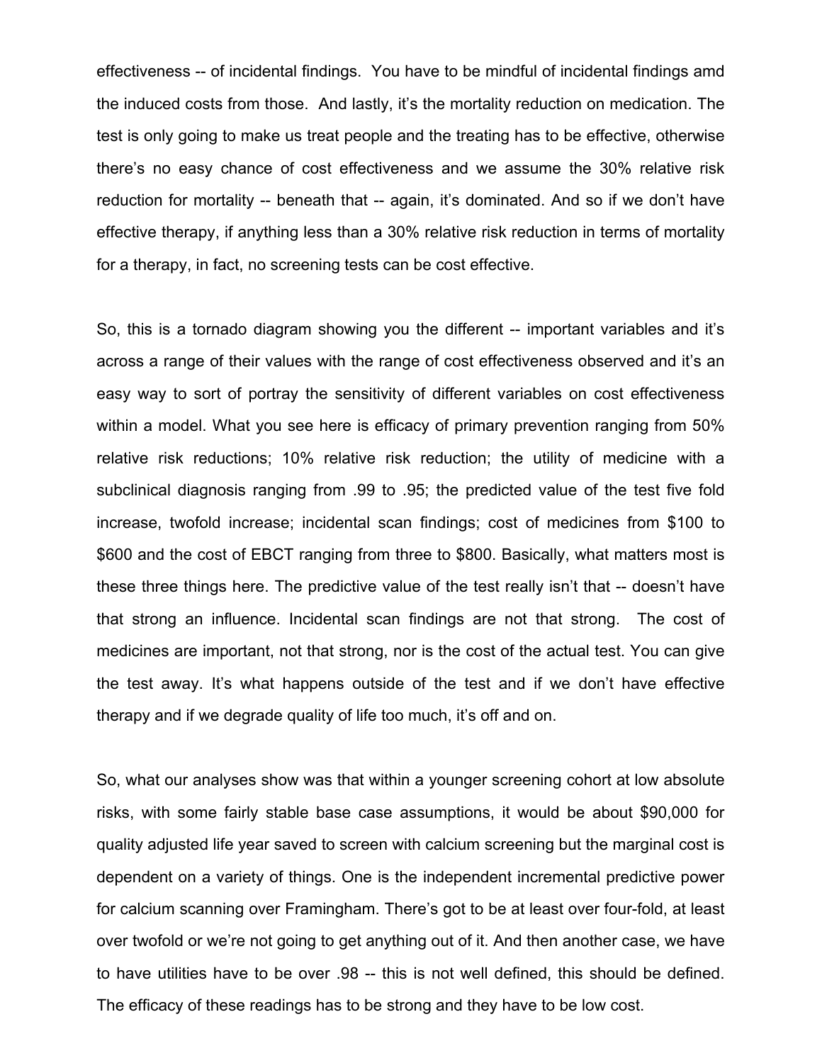effectiveness -- of incidental findings. You have to be mindful of incidental findings amd the induced costs from those. And lastly, it's the mortality reduction on medication. The test is only going to make us treat people and the treating has to be effective, otherwise there's no easy chance of cost effectiveness and we assume the 30% relative risk reduction for mortality -- beneath that -- again, it's dominated. And so if we don't have effective therapy, if anything less than a 30% relative risk reduction in terms of mortality for a therapy, in fact, no screening tests can be cost effective.

So, this is a tornado diagram showing you the different -- important variables and it's across a range of their values with the range of cost effectiveness observed and it's an easy way to sort of portray the sensitivity of different variables on cost effectiveness within a model. What you see here is efficacy of primary prevention ranging from 50% relative risk reductions; 10% relative risk reduction; the utility of medicine with a subclinical diagnosis ranging from .99 to .95; the predicted value of the test five fold increase, twofold increase; incidental scan findings; cost of medicines from $100 to $600 and the cost of EBCT ranging from three to $800. Basically, what matters most is these three things here. The predictive value of the test really isn't that -- doesn't have that strong an influence. Incidental scan findings are not that strong. The cost of medicines are important, not that strong, nor is the cost of the actual test. You can give the test away. It's what happens outside of the test and if we don't have effective therapy and if we degrade quality of life too much, it's off and on.

So, what our analyses show was that within a younger screening cohort at low absolute risks, with some fairly stable base case assumptions, it would be about $90,000 for quality adjusted life year saved to screen with calcium screening but the marginal cost is dependent on a variety of things. One is the independent incremental predictive power for calcium scanning over Framingham. There's got to be at least over four-fold, at least over twofold or we're not going to get anything out of it. And then another case, we have to have utilities have to be over .98 -- this is not well defined, this should be defined. The efficacy of these readings has to be strong and they have to be low cost.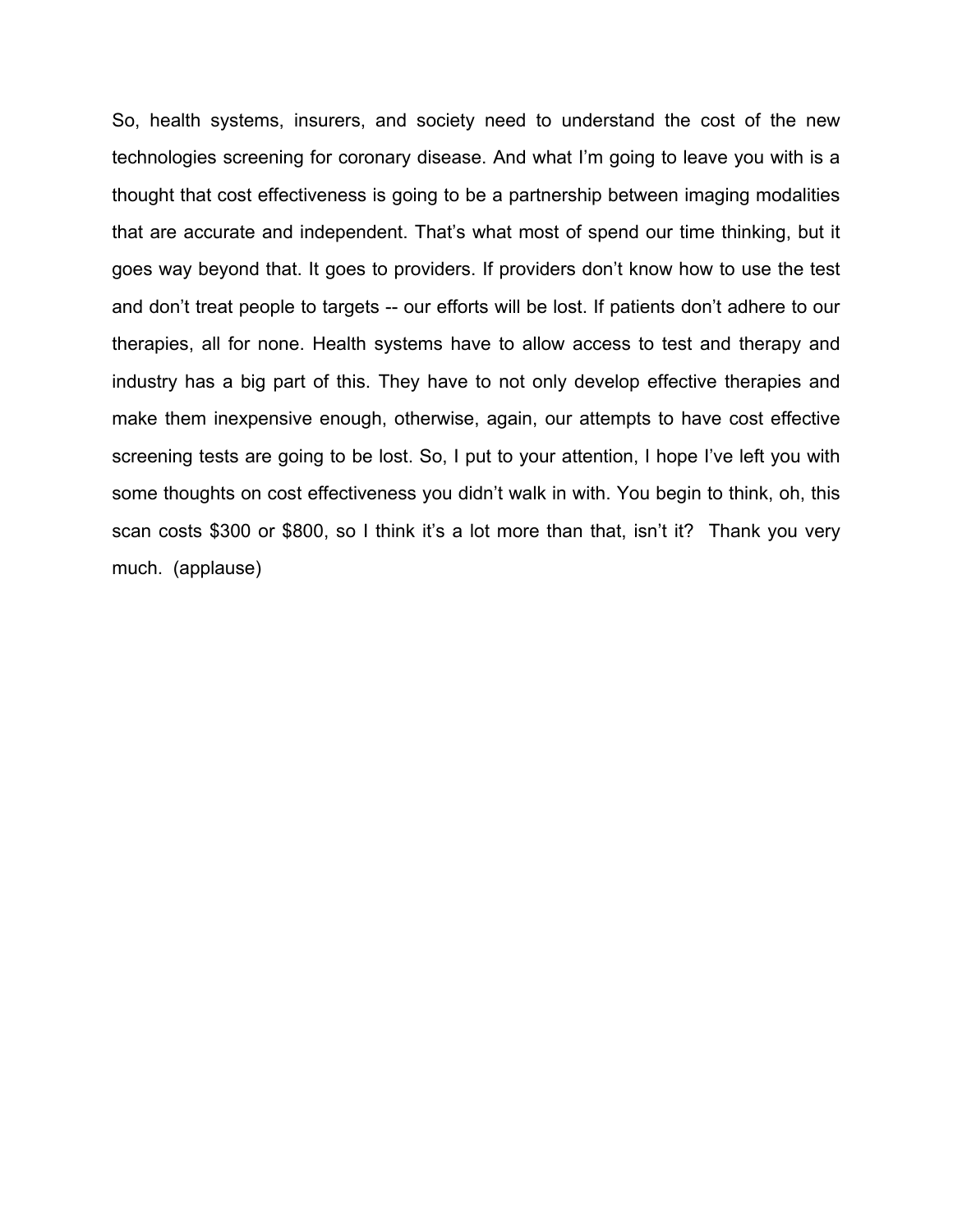So, health systems, insurers, and society need to understand the cost of the new technologies screening for coronary disease. And what I'm going to leave you with is a thought that cost effectiveness is going to be a partnership between imaging modalities that are accurate and independent. That's what most of spend our time thinking, but it goes way beyond that. It goes to providers. If providers don't know how to use the test and don't treat people to targets -- our efforts will be lost. If patients don't adhere to our therapies, all for none. Health systems have to allow access to test and therapy and industry has a big part of this. They have to not only develop effective therapies and make them inexpensive enough, otherwise, again, our attempts to have cost effective screening tests are going to be lost. So, I put to your attention, I hope I've left you with some thoughts on cost effectiveness you didn't walk in with. You begin to think, oh, this scan costs $300 or $800, so I think it's a lot more than that, isn't it? Thank you very much. (applause)